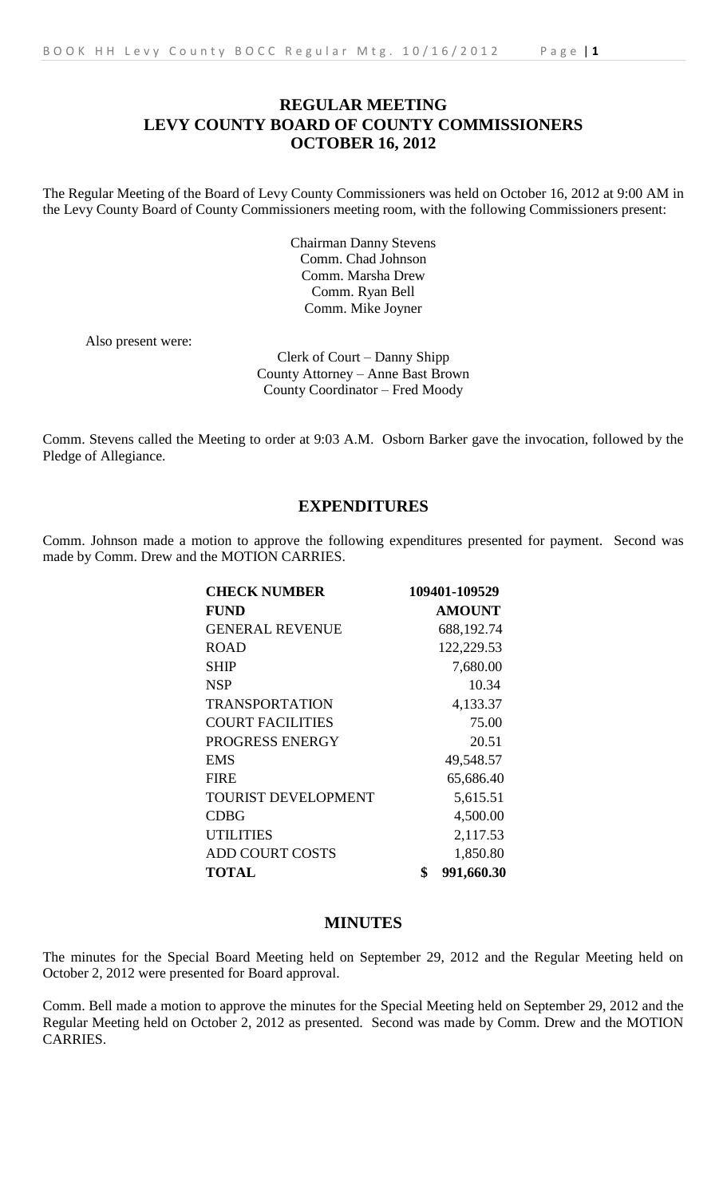# REGULAR MEETING
# LEVY COUNTY BOARD OF COUNTY COMMISSIONERS
# OCTOBER 16, 2012

The Regular Meeting of the Board of Levy County Commissioners was held on October 16, 2012 at 9:00 AM in the Levy County Board of County Commissioners meeting room, with the following Commissioners present:

Chairman Danny Stevens
Comm. Chad Johnson
Comm. Marsha Drew
Comm. Ryan Bell
Comm. Mike Joyner

Also present were:

Clerk of Court – Danny Shipp
County Attorney – Anne Bast Brown
County Coordinator – Fred Moody

Comm. Stevens called the Meeting to order at 9:03 A.M. Osborn Barker gave the invocation, followed by the Pledge of Allegiance.

## EXPENDITURES

Comm. Johnson made a motion to approve the following expenditures presented for payment. Second was made by Comm. Drew and the MOTION CARRIES.

| **CHECK NUMBER** | **109401-109529** |
|---|---|
| **FUND** | **AMOUNT** |
| GENERAL REVENUE | 688,192.74 |
| ROAD | 122,229.53 |
| SHIP | 7,680.00 |
| NSP | 10.34 |
| TRANSPORTATION | 4,133.37 |
| COURT FACILITIES | 75.00 |
| PROGRESS ENERGY | 20.51 |
| EMS | 49,548.57 |
| FIRE | 65,686.40 |
| TOURIST DEVELOPMENT | 5,615.51 |
| CDBG | 4,500.00 |
| UTILITIES | 2,117.53 |
| ADD COURT COSTS | 1,850.80 |
| **TOTAL** | **$ 991,660.30** |

## MINUTES

The minutes for the Special Board Meeting held on September 29, 2012 and the Regular Meeting held on October 2, 2012 were presented for Board approval.

Comm. Bell made a motion to approve the minutes for the Special Meeting held on September 29, 2012 and the Regular Meeting held on October 2, 2012 as presented. Second was made by Comm. Drew and the MOTION CARRIES.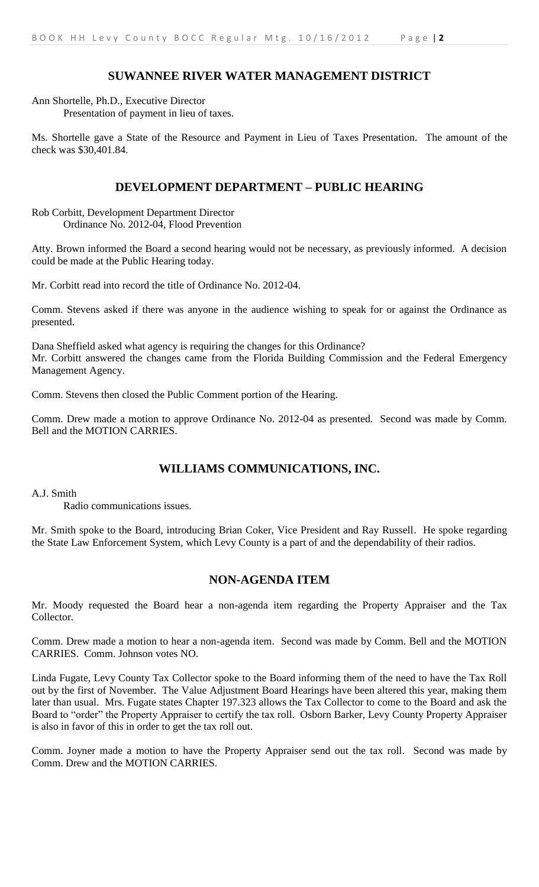## SUWANNEE RIVER WATER MANAGEMENT DISTRICT

Ann Shortelle, Ph.D., Executive Director
Presentation of payment in lieu of taxes.

Ms. Shortelle gave a State of the Resource and Payment in Lieu of Taxes Presentation. The amount of the check was $30,401.84.

## DEVELOPMENT DEPARTMENT – PUBLIC HEARING

Rob Corbitt, Development Department Director
Ordinance No. 2012-04, Flood Prevention

Atty. Brown informed the Board a second hearing would not be necessary, as previously informed. A decision could be made at the Public Hearing today.

Mr. Corbitt read into record the title of Ordinance No. 2012-04.

Comm. Stevens asked if there was anyone in the audience wishing to speak for or against the Ordinance as presented.

Dana Sheffield asked what agency is requiring the changes for this Ordinance?
Mr. Corbitt answered the changes came from the Florida Building Commission and the Federal Emergency Management Agency.

Comm. Stevens then closed the Public Comment portion of the Hearing.

Comm. Drew made a motion to approve Ordinance No. 2012-04 as presented. Second was made by Comm. Bell and the MOTION CARRIES.

## WILLIAMS COMMUNICATIONS, INC.

A.J. Smith
Radio communications issues.

Mr. Smith spoke to the Board, introducing Brian Coker, Vice President and Ray Russell. He spoke regarding the State Law Enforcement System, which Levy County is a part of and the dependability of their radios.

## NON-AGENDA ITEM

Mr. Moody requested the Board hear a non-agenda item regarding the Property Appraiser and the Tax Collector.

Comm. Drew made a motion to hear a non-agenda item. Second was made by Comm. Bell and the MOTION CARRIES. Comm. Johnson votes NO.

Linda Fugate, Levy County Tax Collector spoke to the Board informing them of the need to have the Tax Roll out by the first of November. The Value Adjustment Board Hearings have been altered this year, making them later than usual. Mrs. Fugate states Chapter 197.323 allows the Tax Collector to come to the Board and ask the Board to "order" the Property Appraiser to certify the tax roll. Osborn Barker, Levy County Property Appraiser is also in favor of this in order to get the tax roll out.

Comm. Joyner made a motion to have the Property Appraiser send out the tax roll. Second was made by Comm. Drew and the MOTION CARRIES.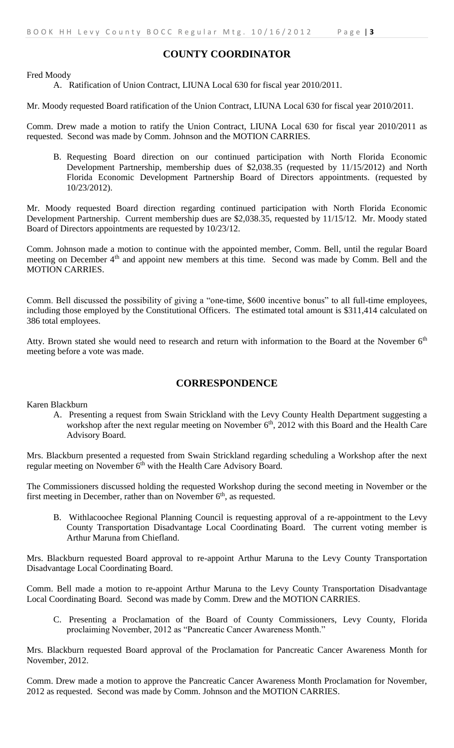## COUNTY COORDINATOR

Fred Moody

A. Ratification of Union Contract, LIUNA Local 630 for fiscal year 2010/2011.

Mr. Moody requested Board ratification of the Union Contract, LIUNA Local 630 for fiscal year 2010/2011.

Comm. Drew made a motion to ratify the Union Contract, LIUNA Local 630 for fiscal year 2010/2011 as requested. Second was made by Comm. Johnson and the MOTION CARRIES.

B. Requesting Board direction on our continued participation with North Florida Economic Development Partnership, membership dues of $2,038.35 (requested by 11/15/2012) and North Florida Economic Development Partnership Board of Directors appointments. (requested by 10/23/2012).

Mr. Moody requested Board direction regarding continued participation with North Florida Economic Development Partnership. Current membership dues are $2,038.35, requested by 11/15/12. Mr. Moody stated Board of Directors appointments are requested by 10/23/12.

Comm. Johnson made a motion to continue with the appointed member, Comm. Bell, until the regular Board meeting on December 4th and appoint new members at this time. Second was made by Comm. Bell and the MOTION CARRIES.

Comm. Bell discussed the possibility of giving a "one-time, $600 incentive bonus" to all full-time employees, including those employed by the Constitutional Officers. The estimated total amount is $311,414 calculated on 386 total employees.

Atty. Brown stated she would need to research and return with information to the Board at the November 6th meeting before a vote was made.

## CORRESPONDENCE

Karen Blackburn

A. Presenting a request from Swain Strickland with the Levy County Health Department suggesting a workshop after the next regular meeting on November 6th, 2012 with this Board and the Health Care Advisory Board.

Mrs. Blackburn presented a requested from Swain Strickland regarding scheduling a Workshop after the next regular meeting on November 6th with the Health Care Advisory Board.

The Commissioners discussed holding the requested Workshop during the second meeting in November or the first meeting in December, rather than on November 6th, as requested.

B. Withlacoochee Regional Planning Council is requesting approval of a re-appointment to the Levy County Transportation Disadvantage Local Coordinating Board. The current voting member is Arthur Maruna from Chiefland.

Mrs. Blackburn requested Board approval to re-appoint Arthur Maruna to the Levy County Transportation Disadvantage Local Coordinating Board.

Comm. Bell made a motion to re-appoint Arthur Maruna to the Levy County Transportation Disadvantage Local Coordinating Board. Second was made by Comm. Drew and the MOTION CARRIES.

C. Presenting a Proclamation of the Board of County Commissioners, Levy County, Florida proclaiming November, 2012 as "Pancreatic Cancer Awareness Month."

Mrs. Blackburn requested Board approval of the Proclamation for Pancreatic Cancer Awareness Month for November, 2012.

Comm. Drew made a motion to approve the Pancreatic Cancer Awareness Month Proclamation for November, 2012 as requested. Second was made by Comm. Johnson and the MOTION CARRIES.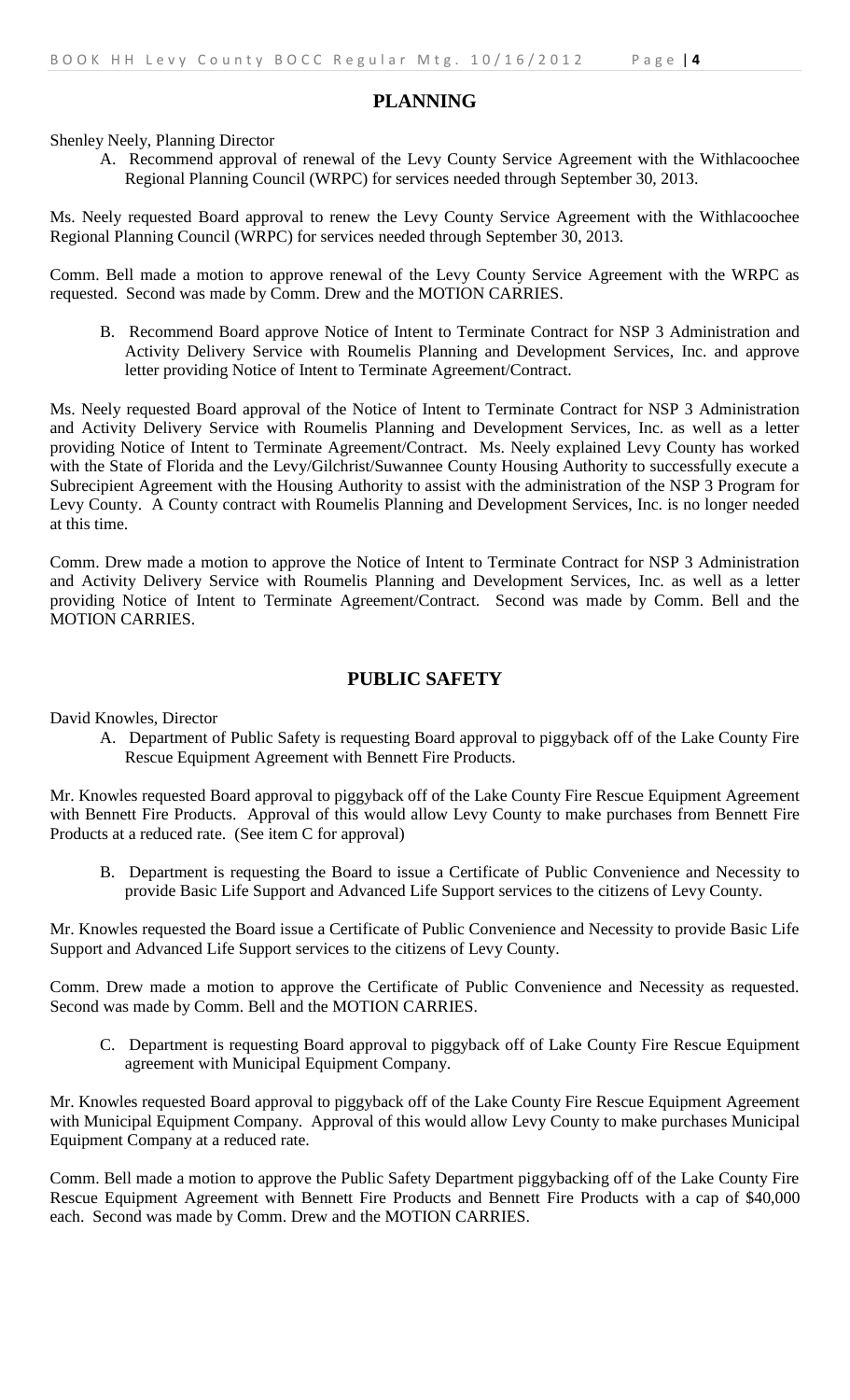## PLANNING

Shenley Neely, Planning Director

A. Recommend approval of renewal of the Levy County Service Agreement with the Withlacoochee Regional Planning Council (WRPC) for services needed through September 30, 2013.

Ms. Neely requested Board approval to renew the Levy County Service Agreement with the Withlacoochee Regional Planning Council (WRPC) for services needed through September 30, 2013.

Comm. Bell made a motion to approve renewal of the Levy County Service Agreement with the WRPC as requested. Second was made by Comm. Drew and the MOTION CARRIES.

B. Recommend Board approve Notice of Intent to Terminate Contract for NSP 3 Administration and Activity Delivery Service with Roumelis Planning and Development Services, Inc. and approve letter providing Notice of Intent to Terminate Agreement/Contract.

Ms. Neely requested Board approval of the Notice of Intent to Terminate Contract for NSP 3 Administration and Activity Delivery Service with Roumelis Planning and Development Services, Inc. as well as a letter providing Notice of Intent to Terminate Agreement/Contract. Ms. Neely explained Levy County has worked with the State of Florida and the Levy/Gilchrist/Suwannee County Housing Authority to successfully execute a Subrecipient Agreement with the Housing Authority to assist with the administration of the NSP 3 Program for Levy County. A County contract with Roumelis Planning and Development Services, Inc. is no longer needed at this time.

Comm. Drew made a motion to approve the Notice of Intent to Terminate Contract for NSP 3 Administration and Activity Delivery Service with Roumelis Planning and Development Services, Inc. as well as a letter providing Notice of Intent to Terminate Agreement/Contract. Second was made by Comm. Bell and the MOTION CARRIES.

## PUBLIC SAFETY

David Knowles, Director

A. Department of Public Safety is requesting Board approval to piggyback off of the Lake County Fire Rescue Equipment Agreement with Bennett Fire Products.

Mr. Knowles requested Board approval to piggyback off of the Lake County Fire Rescue Equipment Agreement with Bennett Fire Products. Approval of this would allow Levy County to make purchases from Bennett Fire Products at a reduced rate. (See item C for approval)

B. Department is requesting the Board to issue a Certificate of Public Convenience and Necessity to provide Basic Life Support and Advanced Life Support services to the citizens of Levy County.

Mr. Knowles requested the Board issue a Certificate of Public Convenience and Necessity to provide Basic Life Support and Advanced Life Support services to the citizens of Levy County.

Comm. Drew made a motion to approve the Certificate of Public Convenience and Necessity as requested. Second was made by Comm. Bell and the MOTION CARRIES.

C. Department is requesting Board approval to piggyback off of Lake County Fire Rescue Equipment agreement with Municipal Equipment Company.

Mr. Knowles requested Board approval to piggyback off of the Lake County Fire Rescue Equipment Agreement with Municipal Equipment Company. Approval of this would allow Levy County to make purchases Municipal Equipment Company at a reduced rate.

Comm. Bell made a motion to approve the Public Safety Department piggybacking off of the Lake County Fire Rescue Equipment Agreement with Bennett Fire Products and Bennett Fire Products with a cap of $40,000 each. Second was made by Comm. Drew and the MOTION CARRIES.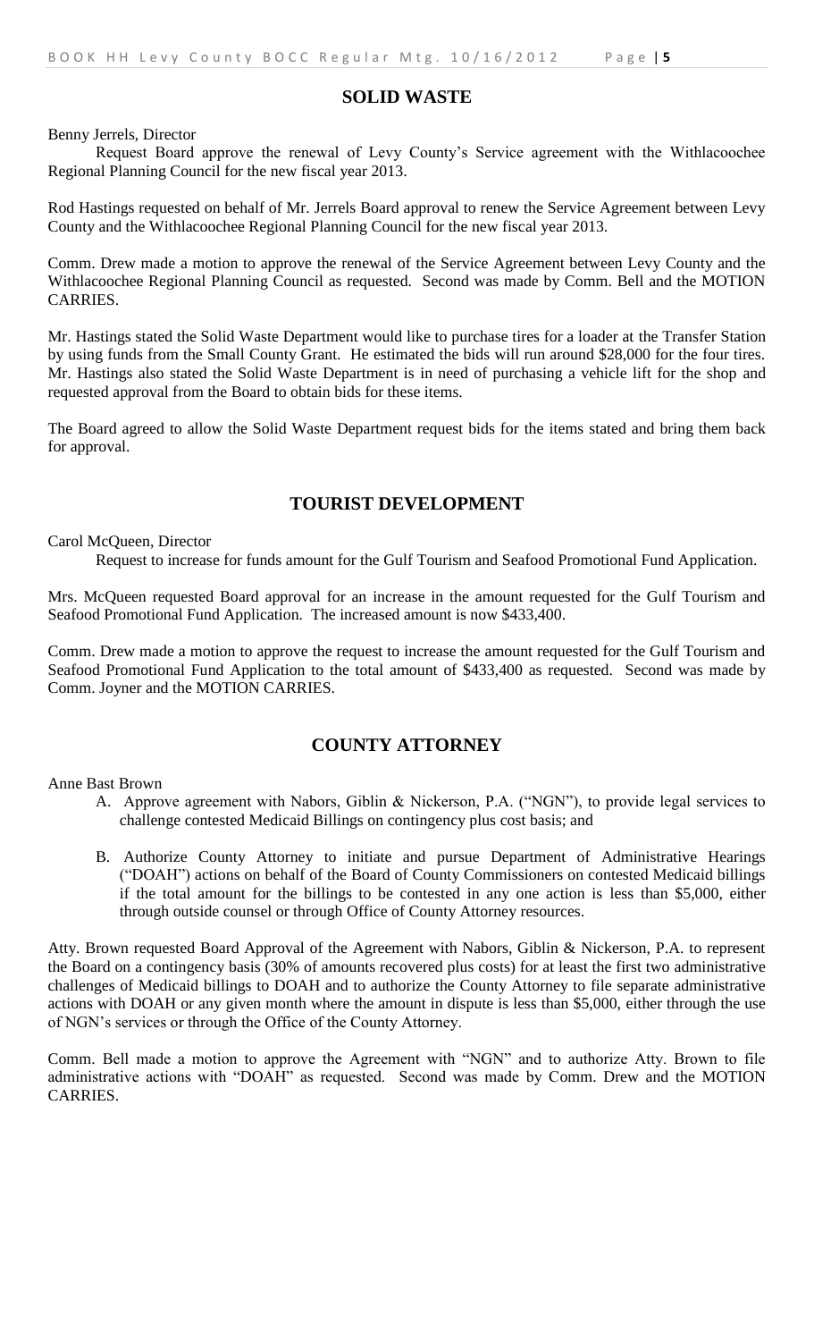## SOLID WASTE

Benny Jerrels, Director

Request Board approve the renewal of Levy County's Service agreement with the Withlacoochee Regional Planning Council for the new fiscal year 2013.

Rod Hastings requested on behalf of Mr. Jerrels Board approval to renew the Service Agreement between Levy County and the Withlacoochee Regional Planning Council for the new fiscal year 2013.

Comm. Drew made a motion to approve the renewal of the Service Agreement between Levy County and the Withlacoochee Regional Planning Council as requested. Second was made by Comm. Bell and the MOTION CARRIES.

Mr. Hastings stated the Solid Waste Department would like to purchase tires for a loader at the Transfer Station by using funds from the Small County Grant. He estimated the bids will run around $28,000 for the four tires. Mr. Hastings also stated the Solid Waste Department is in need of purchasing a vehicle lift for the shop and requested approval from the Board to obtain bids for these items.

The Board agreed to allow the Solid Waste Department request bids for the items stated and bring them back for approval.

## TOURIST DEVELOPMENT

Carol McQueen, Director

Request to increase for funds amount for the Gulf Tourism and Seafood Promotional Fund Application.

Mrs. McQueen requested Board approval for an increase in the amount requested for the Gulf Tourism and Seafood Promotional Fund Application. The increased amount is now $433,400.

Comm. Drew made a motion to approve the request to increase the amount requested for the Gulf Tourism and Seafood Promotional Fund Application to the total amount of $433,400 as requested. Second was made by Comm. Joyner and the MOTION CARRIES.

## COUNTY ATTORNEY

Anne Bast Brown

A. Approve agreement with Nabors, Giblin & Nickerson, P.A. ("NGN"), to provide legal services to challenge contested Medicaid Billings on contingency plus cost basis; and

B. Authorize County Attorney to initiate and pursue Department of Administrative Hearings ("DOAH") actions on behalf of the Board of County Commissioners on contested Medicaid billings if the total amount for the billings to be contested in any one action is less than $5,000, either through outside counsel or through Office of County Attorney resources.

Atty. Brown requested Board Approval of the Agreement with Nabors, Giblin & Nickerson, P.A. to represent the Board on a contingency basis (30% of amounts recovered plus costs) for at least the first two administrative challenges of Medicaid billings to DOAH and to authorize the County Attorney to file separate administrative actions with DOAH or any given month where the amount in dispute is less than $5,000, either through the use of NGN's services or through the Office of the County Attorney.

Comm. Bell made a motion to approve the Agreement with "NGN" and to authorize Atty. Brown to file administrative actions with "DOAH" as requested. Second was made by Comm. Drew and the MOTION CARRIES.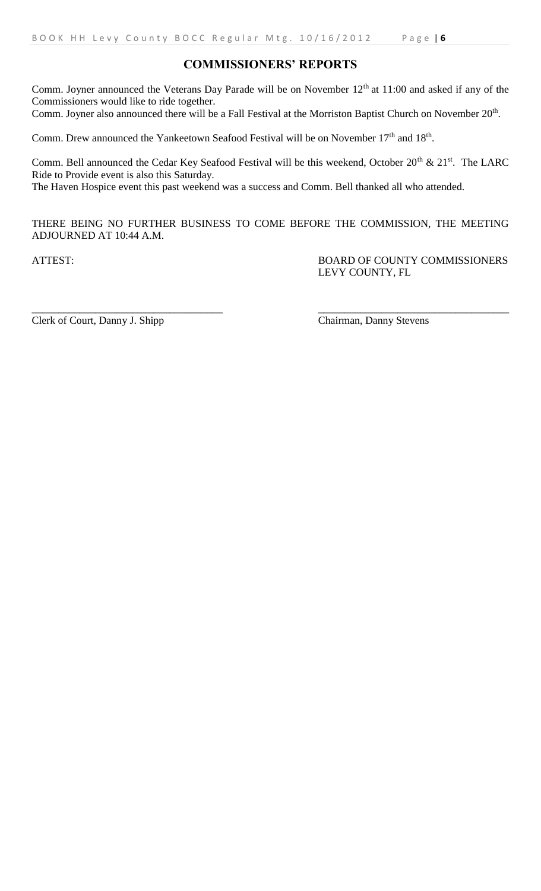## COMMISSIONERS' REPORTS

Comm. Joyner announced the Veterans Day Parade will be on November 12th at 11:00 and asked if any of the Commissioners would like to ride together.
Comm. Joyner also announced there will be a Fall Festival at the Morriston Baptist Church on November 20th.

Comm. Drew announced the Yankeetown Seafood Festival will be on November 17th and 18th.

Comm. Bell announced the Cedar Key Seafood Festival will be this weekend, October 20th & 21st. The LARC Ride to Provide event is also this Saturday.
The Haven Hospice event this past weekend was a success and Comm. Bell thanked all who attended.

THERE BEING NO FURTHER BUSINESS TO COME BEFORE THE COMMISSION, THE MEETING ADJOURNED AT 10:44 A.M.

ATTEST:

BOARD OF COUNTY COMMISSIONERS
LEVY COUNTY, FL

\_\_\_\_\_\_\_\_\_\_\_\_\_\_\_\_\_\_\_\_\_\_\_\_\_\_\_\_\_\_\_\_\_\_\_\_
Clerk of Court, Danny J. Shipp

\_\_\_\_\_\_\_\_\_\_\_\_\_\_\_\_\_\_\_\_\_\_\_\_\_\_\_\_\_\_\_\_\_\_\_\_
Chairman, Danny Stevens